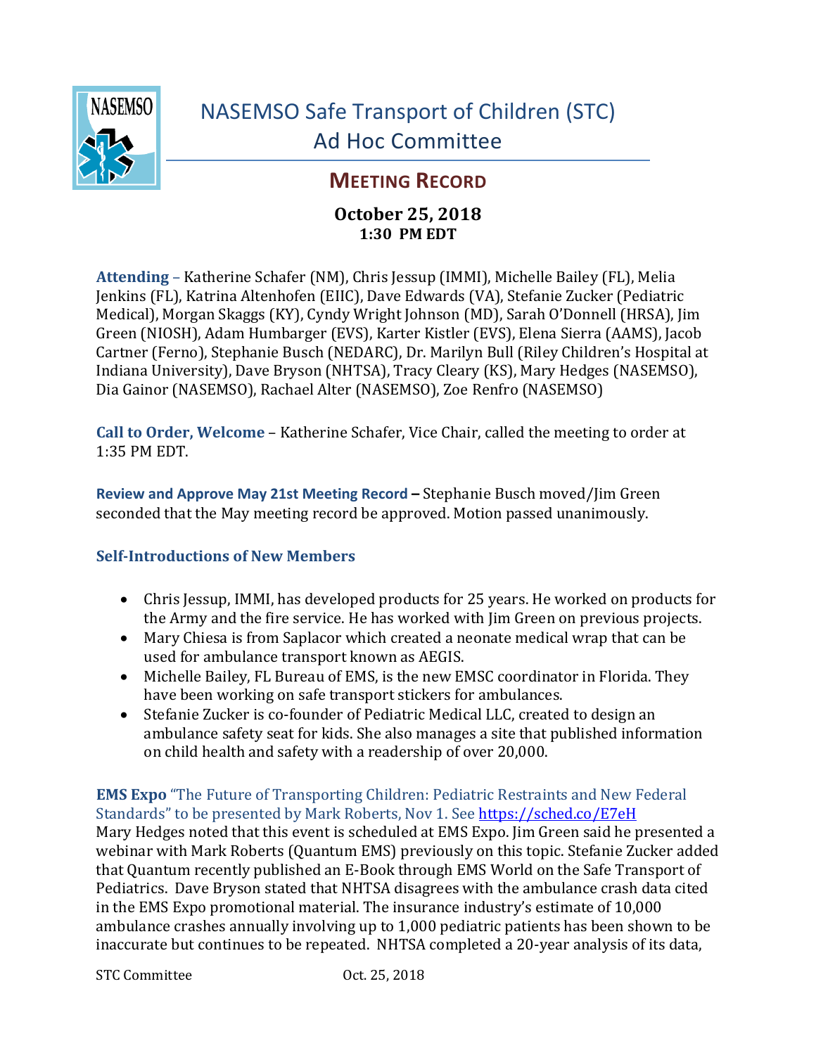# NASEMSO Safe Transport of Children (STC) Ad Hoc Committee

## MEETING RECORD

**October 25, 2018**
**1:30 PM EDT**

**Attending** – Katherine Schafer (NM), Chris Jessup (IMMI), Michelle Bailey (FL), Melia Jenkins (FL), Katrina Altenhofen (EIIC), Dave Edwards (VA), Stefanie Zucker (Pediatric Medical), Morgan Skaggs (KY), Cyndy Wright Johnson (MD), Sarah O'Donnell (HRSA), Jim Green (NIOSH), Adam Humbarger (EVS), Karter Kistler (EVS), Elena Sierra (AAMS), Jacob Cartner (Ferno), Stephanie Busch (NEDARC), Dr. Marilyn Bull (Riley Children's Hospital at Indiana University), Dave Bryson (NHTSA), Tracy Cleary (KS), Mary Hedges (NASEMSO), Dia Gainor (NASEMSO), Rachael Alter (NASEMSO), Zoe Renfro (NASEMSO)

**Call to Order, Welcome** – Katherine Schafer, Vice Chair, called the meeting to order at 1:35 PM EDT.

**Review and Approve May 21st Meeting Record –** Stephanie Busch moved/Jim Green seconded that the May meeting record be approved. Motion passed unanimously.

### Self-Introductions of New Members

- Chris Jessup, IMMI, has developed products for 25 years. He worked on products for the Army and the fire service. He has worked with Jim Green on previous projects.
- Mary Chiesa is from Saplacor which created a neonate medical wrap that can be used for ambulance transport known as AEGIS.
- Michelle Bailey, FL Bureau of EMS, is the new EMSC coordinator in Florida. They have been working on safe transport stickers for ambulances.
- Stefanie Zucker is co-founder of Pediatric Medical LLC, created to design an ambulance safety seat for kids. She also manages a site that published information on child health and safety with a readership of over 20,000.

**EMS Expo** "The Future of Transporting Children: Pediatric Restraints and New Federal Standards" to be presented by Mark Roberts, Nov 1. See https://sched.co/E7eH

Mary Hedges noted that this event is scheduled at EMS Expo. Jim Green said he presented a webinar with Mark Roberts (Quantum EMS) previously on this topic. Stefanie Zucker added that Quantum recently published an E-Book through EMS World on the Safe Transport of Pediatrics. Dave Bryson stated that NHTSA disagrees with the ambulance crash data cited in the EMS Expo promotional material. The insurance industry's estimate of 10,000 ambulance crashes annually involving up to 1,000 pediatric patients has been shown to be inaccurate but continues to be repeated. NHTSA completed a 20-year analysis of its data,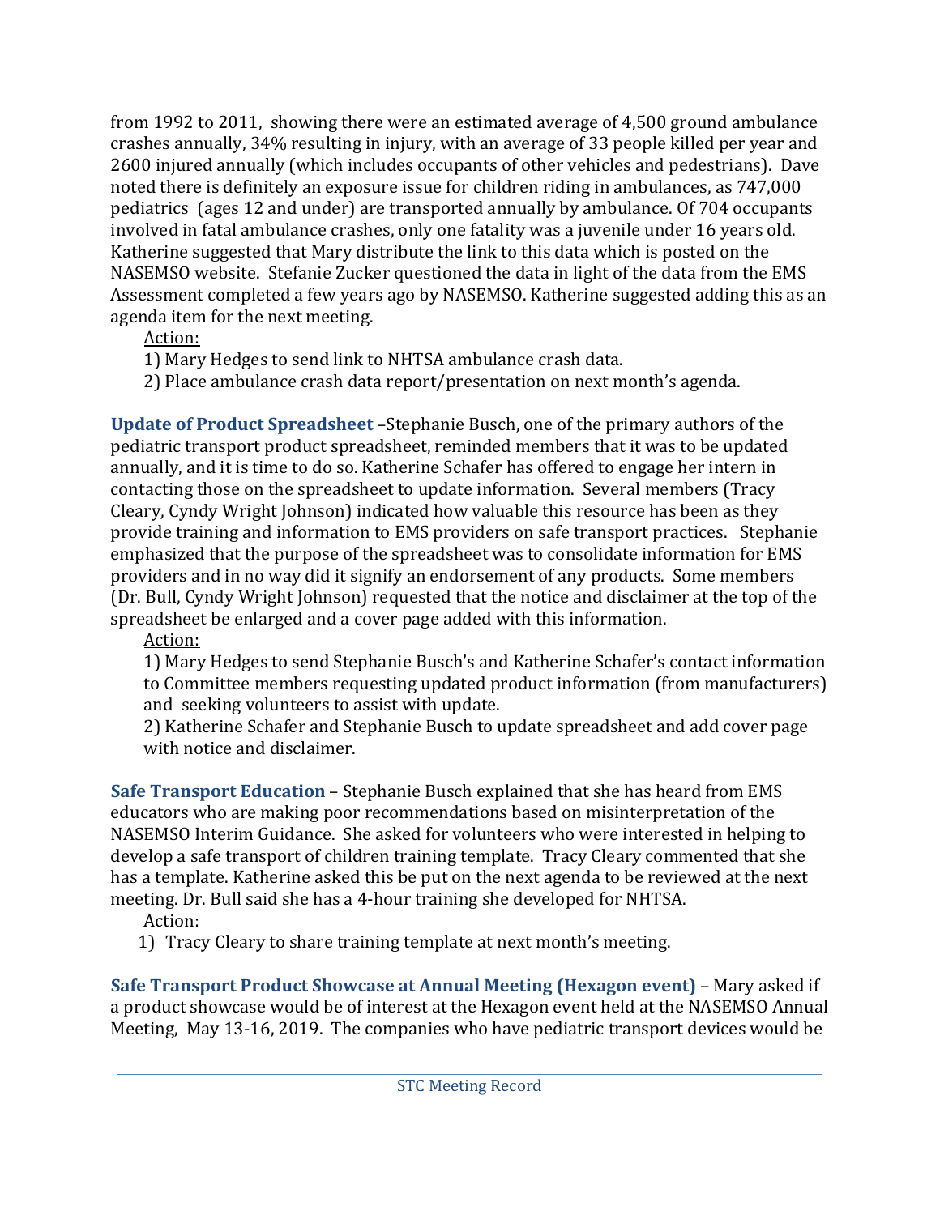from 1992 to 2011, showing there were an estimated average of 4,500 ground ambulance crashes annually, 34% resulting in injury, with an average of 33 people killed per year and 2600 injured annually (which includes occupants of other vehicles and pedestrians). Dave noted there is definitely an exposure issue for children riding in ambulances, as 747,000 pediatrics (ages 12 and under) are transported annually by ambulance. Of 704 occupants involved in fatal ambulance crashes, only one fatality was a juvenile under 16 years old. Katherine suggested that Mary distribute the link to this data which is posted on the NASEMSO website. Stefanie Zucker questioned the data in light of the data from the EMS Assessment completed a few years ago by NASEMSO. Katherine suggested adding this as an agenda item for the next meeting.

Action:

1) Mary Hedges to send link to NHTSA ambulance crash data.
2) Place ambulance crash data report/presentation on next month's agenda.

**Update of Product Spreadsheet** –Stephanie Busch, one of the primary authors of the pediatric transport product spreadsheet, reminded members that it was to be updated annually, and it is time to do so. Katherine Schafer has offered to engage her intern in contacting those on the spreadsheet to update information. Several members (Tracy Cleary, Cyndy Wright Johnson) indicated how valuable this resource has been as they provide training and information to EMS providers on safe transport practices. Stephanie emphasized that the purpose of the spreadsheet was to consolidate information for EMS providers and in no way did it signify an endorsement of any products. Some members (Dr. Bull, Cyndy Wright Johnson) requested that the notice and disclaimer at the top of the spreadsheet be enlarged and a cover page added with this information.

Action:

1) Mary Hedges to send Stephanie Busch's and Katherine Schafer's contact information to Committee members requesting updated product information (from manufacturers) and seeking volunteers to assist with update.
2) Katherine Schafer and Stephanie Busch to update spreadsheet and add cover page with notice and disclaimer.

**Safe Transport Education** – Stephanie Busch explained that she has heard from EMS educators who are making poor recommendations based on misinterpretation of the NASEMSO Interim Guidance. She asked for volunteers who were interested in helping to develop a safe transport of children training template. Tracy Cleary commented that she has a template. Katherine asked this be put on the next agenda to be reviewed at the next meeting. Dr. Bull said she has a 4-hour training she developed for NHTSA.

Action:

1) Tracy Cleary to share training template at next month's meeting.

**Safe Transport Product Showcase at Annual Meeting (Hexagon event)** – Mary asked if a product showcase would be of interest at the Hexagon event held at the NASEMSO Annual Meeting, May 13-16, 2019. The companies who have pediatric transport devices would be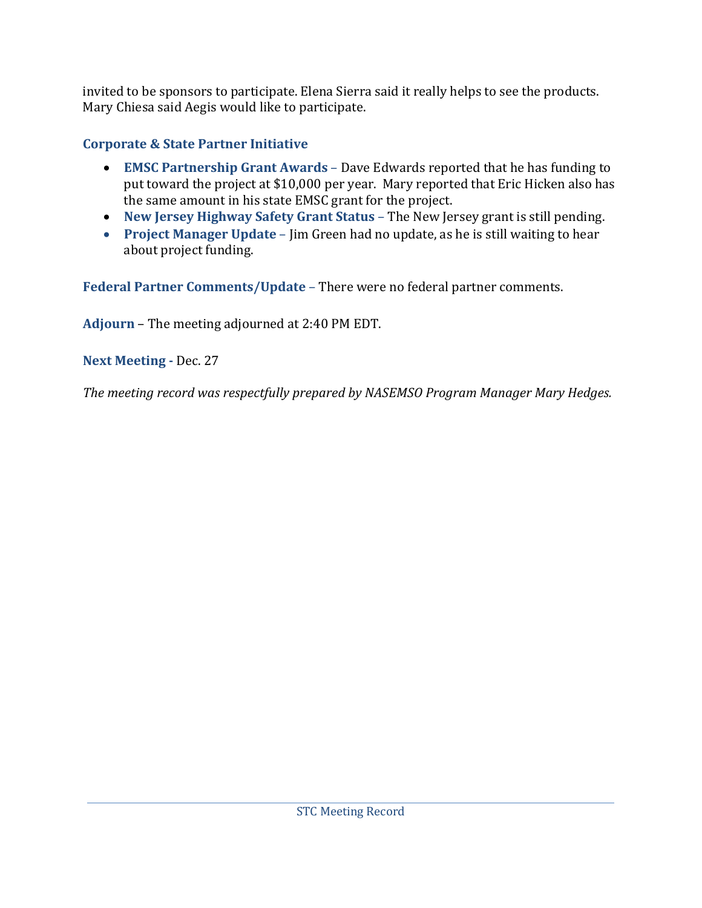invited to be sponsors to participate. Elena Sierra said it really helps to see the products. Mary Chiesa said Aegis would like to participate.

### Corporate & State Partner Initiative

- **EMSC Partnership Grant Awards** – Dave Edwards reported that he has funding to put toward the project at $10,000 per year. Mary reported that Eric Hicken also has the same amount in his state EMSC grant for the project.
- **New Jersey Highway Safety Grant Status** – The New Jersey grant is still pending.
- **Project Manager Update** – Jim Green had no update, as he is still waiting to hear about project funding.

**Federal Partner Comments/Update** – There were no federal partner comments.

**Adjourn** – The meeting adjourned at 2:40 PM EDT.

**Next Meeting -** Dec. 27

*The meeting record was respectfully prepared by NASEMSO Program Manager Mary Hedges.*